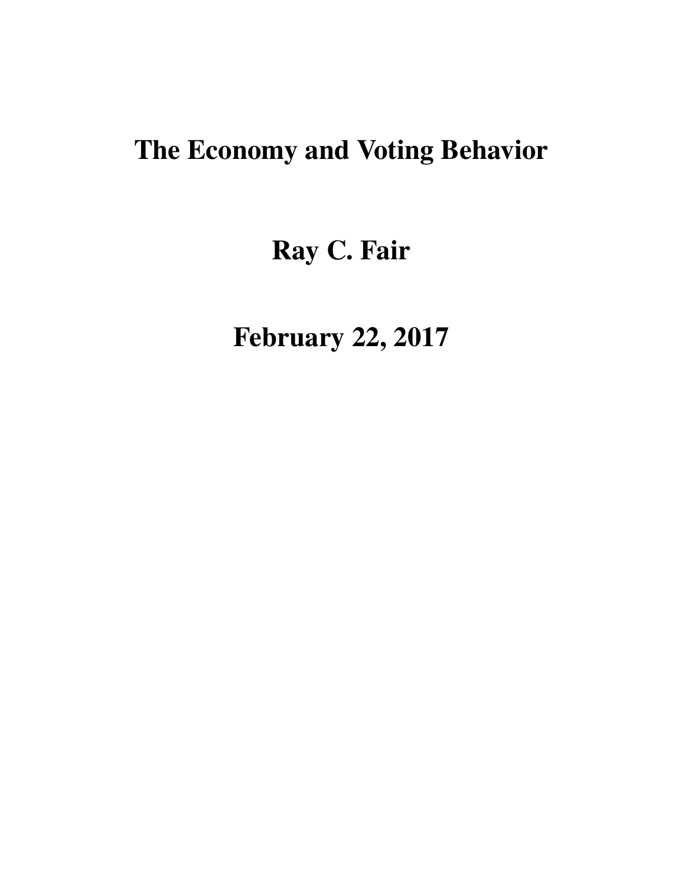# The Economy and Voting Behavior

## Ray C. Fair

## February 22, 2017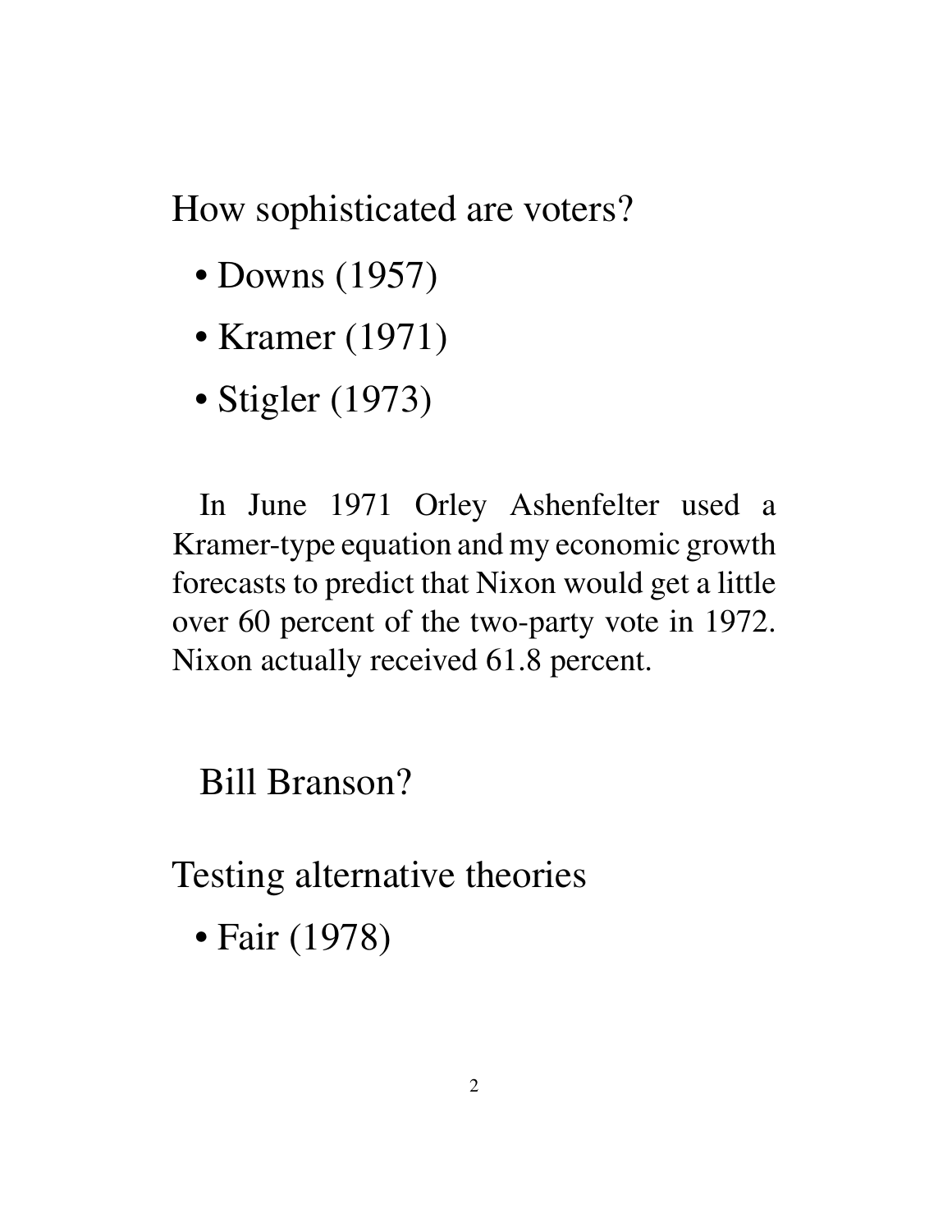## How sophisticated are voters?

- Downs (1957)
- Kramer (1971)
- Stigler (1973)

In June 1971 Orley Ashenfelter used a Kramer-type equation and my economic growth forecasts to predict that Nixon would get a little over 60 percent of the two-party vote in 1972. Nixon actually received 61.8 percent.

Bill Branson?

## Testing alternative theories

- Fair (1978)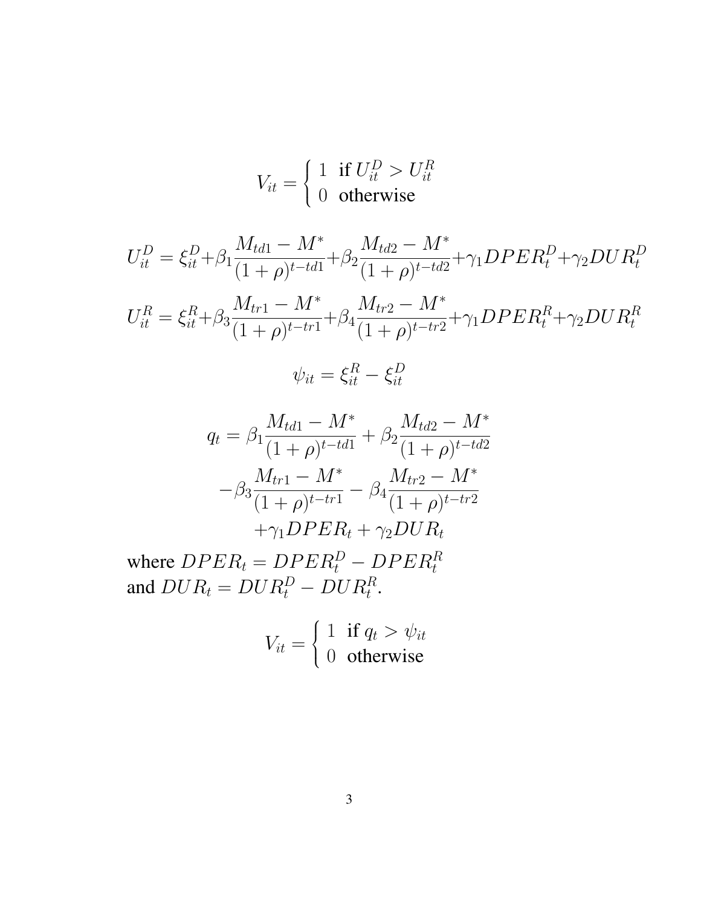$$V_{it} = \begin{cases} 1 & \text{if } U_{it}^D > U_{it}^R \\ 0 & \text{otherwise} \end{cases}$$

$$U_{it}^D = \xi_{it}^D + \beta_1 \frac{M_{td1} - M^*}{(1+\rho)^{t-td1}} + \beta_2 \frac{M_{td2} - M^*}{(1+\rho)^{t-td2}} + \gamma_1 DPER_t^D + \gamma_2 DUR_t^D$$

$$U_{it}^R = \xi_{it}^R + \beta_3 \frac{M_{tr1} - M^*}{(1+\rho)^{t-tr1}} + \beta_4 \frac{M_{tr2} - M^*}{(1+\rho)^{t-tr2}} + \gamma_1 DPER_t^R + \gamma_2 DUR_t^R$$

$$\psi_{it} = \xi_{it}^R - \xi_{it}^D$$

$$\begin{aligned} q_t = {} & \beta_1 \frac{M_{td1} - M^*}{(1+\rho)^{t-td1}} + \beta_2 \frac{M_{td2} - M^*}{(1+\rho)^{t-td2}} \\ & - \beta_3 \frac{M_{tr1} - M^*}{(1+\rho)^{t-tr1}} - \beta_4 \frac{M_{tr2} - M^*}{(1+\rho)^{t-tr2}} \\ & + \gamma_1 DPER_t + \gamma_2 DUR_t \end{aligned}$$

where $DPER_t = DPER_t^D - DPER_t^R$ and $DUR_t = DUR_t^D - DUR_t^R$.

$$V_{it} = \begin{cases} 1 & \text{if } q_t > \psi_{it} \\ 0 & \text{otherwise} \end{cases}$$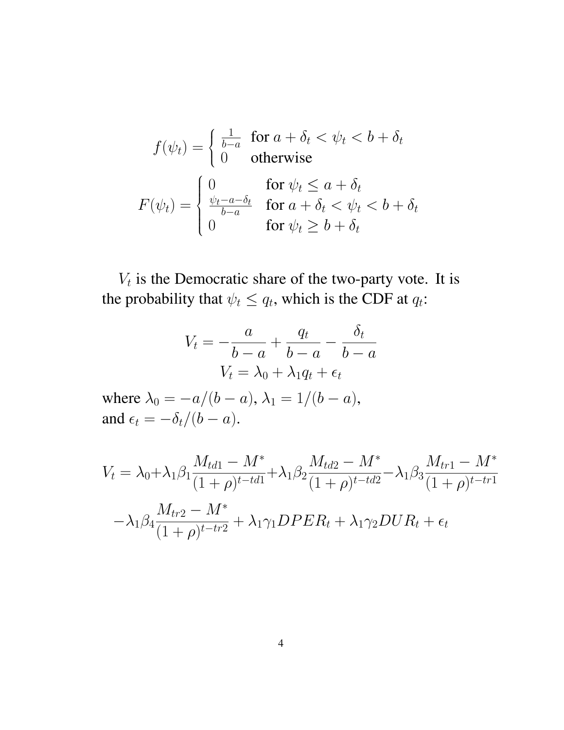$$
f(\psi_t) = \begin{cases} \frac{1}{b-a} & \text{for } a + \delta_t < \psi_t < b + \delta_t \\ 0 & \text{otherwise} \end{cases}
$$

$$
F(\psi_t) = \begin{cases} 0 & \text{for } \psi_t \leq a + \delta_t \\ \frac{\psi_t - a - \delta_t}{b-a} & \text{for } a + \delta_t < \psi_t < b + \delta_t \\ 0 & \text{for } \psi_t \geq b + \delta_t \end{cases}
$$

$V_t$ is the Democratic share of the two-party vote. It is the probability that $\psi_t \leq q_t$, which is the CDF at $q_t$:

$$
V_t = -\frac{a}{b-a} + \frac{q_t}{b-a} - \frac{\delta_t}{b-a}
$$

$$
V_t = \lambda_0 + \lambda_1 q_t + \epsilon_t
$$

where $\lambda_0 = -a/(b-a)$, $\lambda_1 = 1/(b-a)$, and $\epsilon_t = -\delta_t/(b-a)$.

$$
V_t = \lambda_0 + \lambda_1 \beta_1 \frac{M_{td1} - M^*}{(1+\rho)^{t-td1}} + \lambda_1 \beta_2 \frac{M_{td2} - M^*}{(1+\rho)^{t-td2}} - \lambda_1 \beta_3 \frac{M_{tr1} - M^*}{(1+\rho)^{t-tr1}}
$$

$$
-\lambda_1 \beta_4 \frac{M_{tr2} - M^*}{(1+\rho)^{t-tr2}} + \lambda_1 \gamma_1 DPER_t + \lambda_1 \gamma_2 DUR_t + \epsilon_t
$$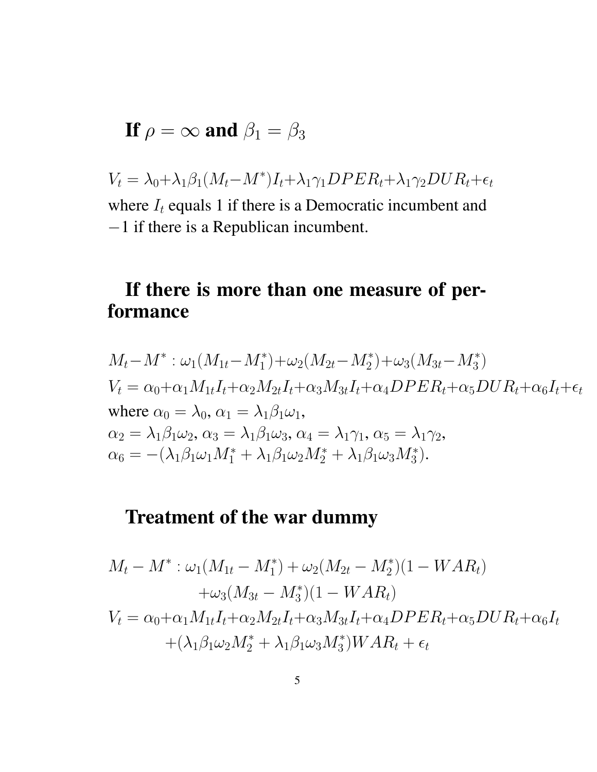## If $\rho = \infty$ and $\beta_1 = \beta_3$

$V_t = \lambda_0 + \lambda_1\beta_1(M_t - M^*)I_t + \lambda_1\gamma_1 DPER_t + \lambda_1\gamma_2 DUR_t + \epsilon_t$

where $I_t$ equals 1 if there is a Democratic incumbent and $-1$ if there is a Republican incumbent.

## If there is more than one measure of performance

$M_t - M^* : \omega_1(M_{1t} - M_1^*) + \omega_2(M_{2t} - M_2^*) + \omega_3(M_{3t} - M_3^*)$

$V_t = \alpha_0 + \alpha_1 M_{1t} I_t + \alpha_2 M_{2t} I_t + \alpha_3 M_{3t} I_t + \alpha_4 DPER_t + \alpha_5 DUR_t + \alpha_6 I_t + \epsilon_t$

where $\alpha_0 = \lambda_0$, $\alpha_1 = \lambda_1\beta_1\omega_1$,
$\alpha_2 = \lambda_1\beta_1\omega_2$, $\alpha_3 = \lambda_1\beta_1\omega_3$, $\alpha_4 = \lambda_1\gamma_1$, $\alpha_5 = \lambda_1\gamma_2$,
$\alpha_6 = -(\lambda_1\beta_1\omega_1 M_1^* + \lambda_1\beta_1\omega_2 M_2^* + \lambda_1\beta_1\omega_3 M_3^*)$.

## Treatment of the war dummy

$$
\begin{aligned}
M_t - M^* :\ & \omega_1(M_{1t} - M_1^*) + \omega_2(M_{2t} - M_2^*)(1 - WAR_t) \\
& + \omega_3(M_{3t} - M_3^*)(1 - WAR_t) \\
V_t = \ & \alpha_0 + \alpha_1 M_{1t} I_t + \alpha_2 M_{2t} I_t + \alpha_3 M_{3t} I_t + \alpha_4 DPER_t + \alpha_5 DUR_t + \alpha_6 I_t \\
& + (\lambda_1\beta_1\omega_2 M_2^* + \lambda_1\beta_1\omega_3 M_3^*) WAR_t + \epsilon_t
\end{aligned}
$$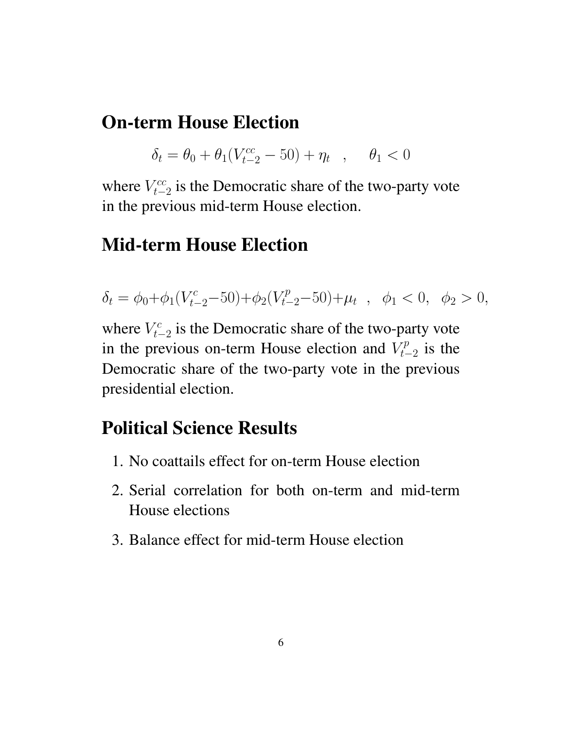## On-term House Election

$$\delta_t = \theta_0 + \theta_1(V^{cc}_{t-2} - 50) + \eta_t \quad , \qquad \theta_1 < 0$$

where $V^{cc}_{t-2}$ is the Democratic share of the two-party vote in the previous mid-term House election.

## Mid-term House Election

$$\delta_t = \phi_0 + \phi_1(V^{c}_{t-2} - 50) + \phi_2(V^{p}_{t-2} - 50) + \mu_t \quad , \quad \phi_1 < 0, \quad \phi_2 > 0,$$

where $V^{c}_{t-2}$ is the Democratic share of the two-party vote in the previous on-term House election and $V^{p}_{t-2}$ is the Democratic share of the two-party vote in the previous presidential election.

## Political Science Results

1. No coattails effect for on-term House election
2. Serial correlation for both on-term and mid-term House elections
3. Balance effect for mid-term House election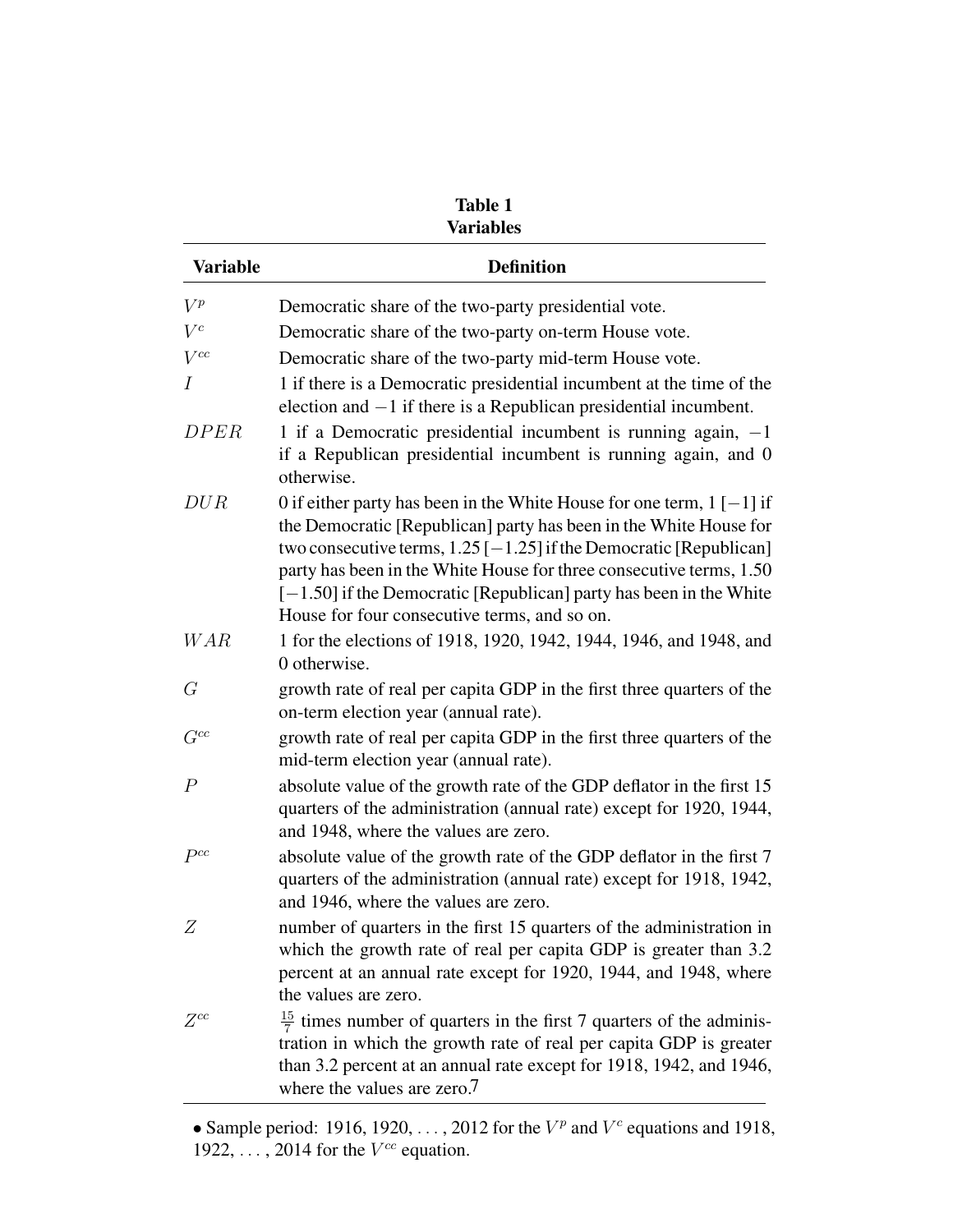**Table 1**
**Variables**

| Variable | Definition |
|---|---|
| $V^p$ | Democratic share of the two-party presidential vote. |
| $V^c$ | Democratic share of the two-party on-term House vote. |
| $V^{cc}$ | Democratic share of the two-party mid-term House vote. |
| $I$ | 1 if there is a Democratic presidential incumbent at the time of the election and $-1$ if there is a Republican presidential incumbent. |
| $DPER$ | 1 if a Democratic presidential incumbent is running again, $-1$ if a Republican presidential incumbent is running again, and 0 otherwise. |
| $DUR$ | 0 if either party has been in the White House for one term, 1 [$-1$] if the Democratic [Republican] party has been in the White House for two consecutive terms, 1.25 [$-1.25$] if the Democratic [Republican] party has been in the White House for three consecutive terms, 1.50 [$-1.50$] if the Democratic [Republican] party has been in the White House for four consecutive terms, and so on. |
| $WAR$ | 1 for the elections of 1918, 1920, 1942, 1944, 1946, and 1948, and 0 otherwise. |
| $G$ | growth rate of real per capita GDP in the first three quarters of the on-term election year (annual rate). |
| $G^{cc}$ | growth rate of real per capita GDP in the first three quarters of the mid-term election year (annual rate). |
| $P$ | absolute value of the growth rate of the GDP deflator in the first 15 quarters of the administration (annual rate) except for 1920, 1944, and 1948, where the values are zero. |
| $P^{cc}$ | absolute value of the growth rate of the GDP deflator in the first 7 quarters of the administration (annual rate) except for 1918, 1942, and 1946, where the values are zero. |
| $Z$ | number of quarters in the first 15 quarters of the administration in which the growth rate of real per capita GDP is greater than 3.2 percent at an annual rate except for 1920, 1944, and 1948, where the values are zero. |
| $Z^{cc}$ | $\frac{15}{7}$ times number of quarters in the first 7 quarters of the administration in which the growth rate of real per capita GDP is greater than 3.2 percent at an annual rate except for 1918, 1942, and 1946, where the values are zero. |

• Sample period: 1916, 1920, . . . , 2012 for the $V^p$ and $V^c$ equations and 1918, 1922, . . . , 2014 for the $V^{cc}$ equation.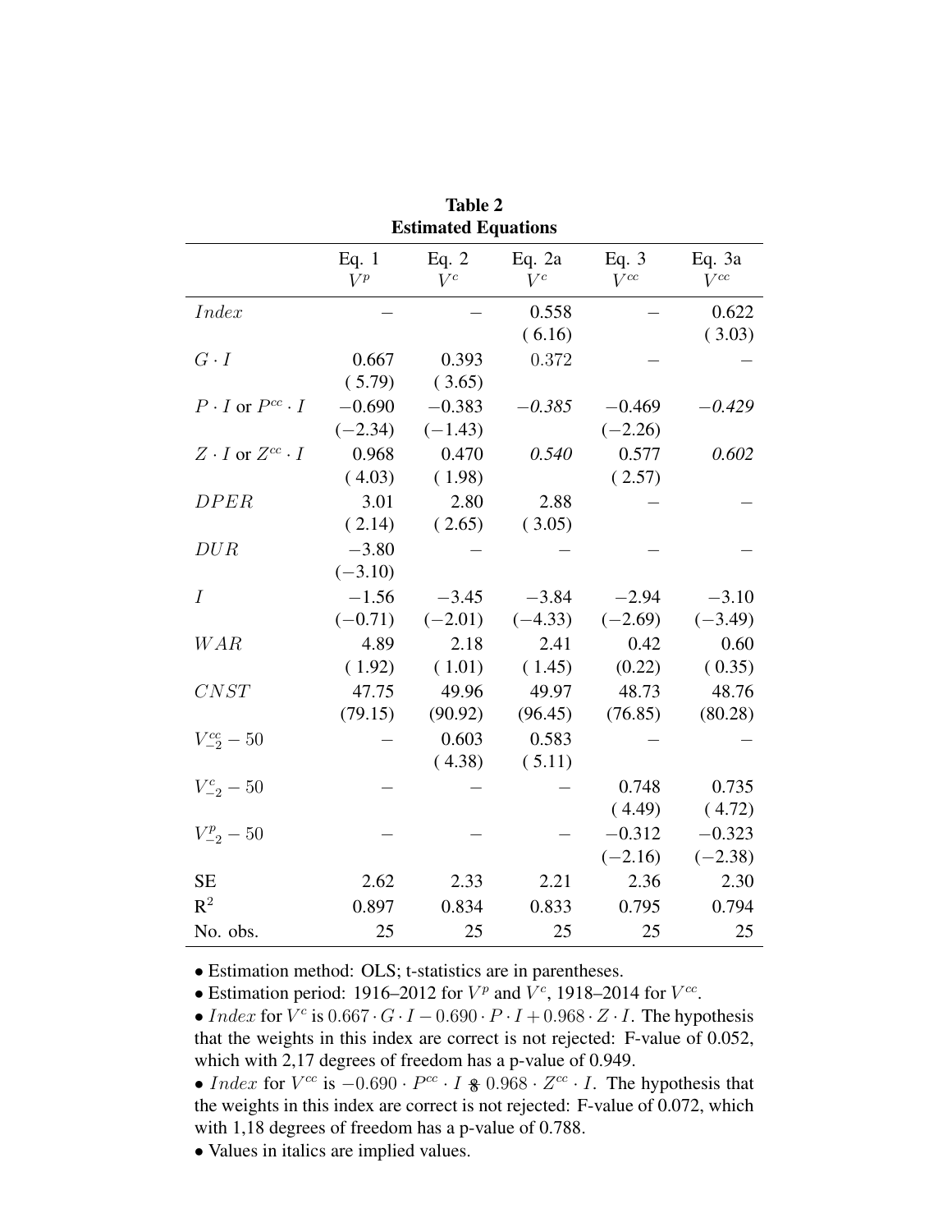**Table 2**
**Estimated Equations**

| | Eq. 1 $V^p$ | Eq. 2 $V^c$ | Eq. 2a $V^c$ | Eq. 3 $V^{cc}$ | Eq. 3a $V^{cc}$ |
|---|---|---|---|---|---|
| $Index$ | – | – | 0.558 | – | 0.622 |
| | | | ( 6.16) | | ( 3.03) |
| $G \cdot I$ | 0.667 | 0.393 | 0.372 | – | – |
| | ( 5.79) | ( 3.65) | | | |
| $P \cdot I$ or $P^{cc} \cdot I$ | −0.690 | −0.383 | *−0.385* | −0.469 | *−0.429* |
| | (−2.34) | (−1.43) | | (−2.26) | |
| $Z \cdot I$ or $Z^{cc} \cdot I$ | 0.968 | 0.470 | *0.540* | 0.577 | *0.602* |
| | ( 4.03) | ( 1.98) | | ( 2.57) | |
| $DPER$ | 3.01 | 2.80 | 2.88 | – | – |
| | ( 2.14) | ( 2.65) | ( 3.05) | | |
| $DUR$ | −3.80 | – | – | – | – |
| | (−3.10) | | | | |
| $I$ | −1.56 | −3.45 | −3.84 | −2.94 | −3.10 |
| | (−0.71) | (−2.01) | (−4.33) | (−2.69) | (−3.49) |
| $WAR$ | 4.89 | 2.18 | 2.41 | 0.42 | 0.60 |
| | ( 1.92) | ( 1.01) | ( 1.45) | (0.22) | ( 0.35) |
| $CNST$ | 47.75 | 49.96 | 49.97 | 48.73 | 48.76 |
| | (79.15) | (90.92) | (96.45) | (76.85) | (80.28) |
| $V^{cc}_{-2} - 50$ | – | 0.603 | 0.583 | – | – |
| | | ( 4.38) | ( 5.11) | | |
| $V^{c}_{-2} - 50$ | – | – | – | 0.748 | 0.735 |
| | | | | ( 4.49) | ( 4.72) |
| $V^{p}_{-2} - 50$ | – | – | – | −0.312 | −0.323 |
| | | | | (−2.16) | (−2.38) |
| SE | 2.62 | 2.33 | 2.21 | 2.36 | 2.30 |
| $R^2$ | 0.897 | 0.834 | 0.833 | 0.795 | 0.794 |
| No. obs. | 25 | 25 | 25 | 25 | 25 |

- Estimation method: OLS; t-statistics are in parentheses.
- Estimation period: 1916–2012 for $V^p$ and $V^c$, 1918–2014 for $V^{cc}$.
- $Index$ for $V^c$ is $0.667 \cdot G \cdot I - 0.690 \cdot P \cdot I + 0.968 \cdot Z \cdot I$. The hypothesis that the weights in this index are correct is not rejected: F-value of 0.052, which with 2,17 degrees of freedom has a p-value of 0.949.
- $Index$ for $V^{cc}$ is $-0.690 \cdot P^{cc} \cdot I + 0.968 \cdot Z^{cc} \cdot I$. The hypothesis that the weights in this index are correct is not rejected: F-value of 0.072, which with 1,18 degrees of freedom has a p-value of 0.788.
- Values in italics are implied values.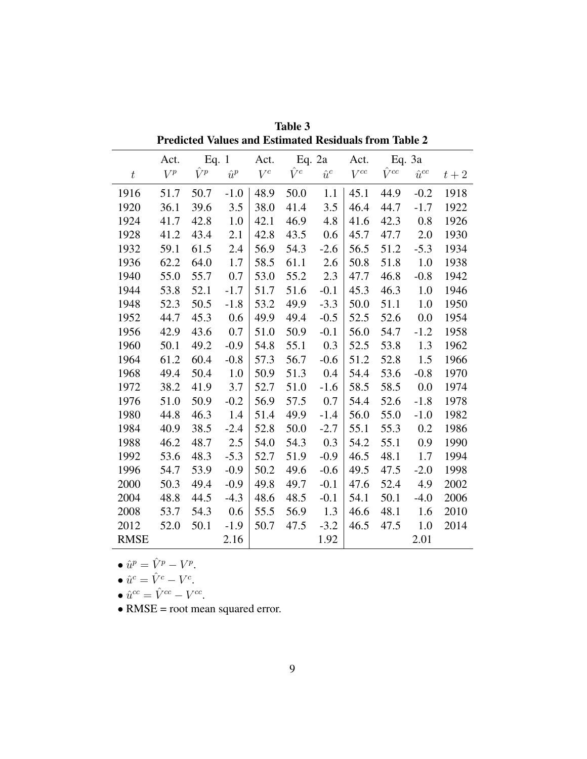**Table 3**
**Predicted Values and Estimated Residuals from Table 2**

| | Act. | Eq. 1 | | Act. | Eq. 2a | | Act. | Eq. 3a | | |
|---|---|---|---|---|---|---|---|---|---|---|
| $t$ | $V^p$ | $\hat{V}^p$ | $\hat{u}^p$ | $V^c$ | $\hat{V}^c$ | $\hat{u}^c$ | $V^{cc}$ | $\hat{V}^{cc}$ | $\hat{u}^{cc}$ | $t+2$ |
| 1916 | 51.7 | 50.7 | -1.0 | 48.9 | 50.0 | 1.1 | 45.1 | 44.9 | -0.2 | 1918 |
| 1920 | 36.1 | 39.6 | 3.5 | 38.0 | 41.4 | 3.5 | 46.4 | 44.7 | -1.7 | 1922 |
| 1924 | 41.7 | 42.8 | 1.0 | 42.1 | 46.9 | 4.8 | 41.6 | 42.3 | 0.8 | 1926 |
| 1928 | 41.2 | 43.4 | 2.1 | 42.8 | 43.5 | 0.6 | 45.7 | 47.7 | 2.0 | 1930 |
| 1932 | 59.1 | 61.5 | 2.4 | 56.9 | 54.3 | -2.6 | 56.5 | 51.2 | -5.3 | 1934 |
| 1936 | 62.2 | 64.0 | 1.7 | 58.5 | 61.1 | 2.6 | 50.8 | 51.8 | 1.0 | 1938 |
| 1940 | 55.0 | 55.7 | 0.7 | 53.0 | 55.2 | 2.3 | 47.7 | 46.8 | -0.8 | 1942 |
| 1944 | 53.8 | 52.1 | -1.7 | 51.7 | 51.6 | -0.1 | 45.3 | 46.3 | 1.0 | 1946 |
| 1948 | 52.3 | 50.5 | -1.8 | 53.2 | 49.9 | -3.3 | 50.0 | 51.1 | 1.0 | 1950 |
| 1952 | 44.7 | 45.3 | 0.6 | 49.9 | 49.4 | -0.5 | 52.5 | 52.6 | 0.0 | 1954 |
| 1956 | 42.9 | 43.6 | 0.7 | 51.0 | 50.9 | -0.1 | 56.0 | 54.7 | -1.2 | 1958 |
| 1960 | 50.1 | 49.2 | -0.9 | 54.8 | 55.1 | 0.3 | 52.5 | 53.8 | 1.3 | 1962 |
| 1964 | 61.2 | 60.4 | -0.8 | 57.3 | 56.7 | -0.6 | 51.2 | 52.8 | 1.5 | 1966 |
| 1968 | 49.4 | 50.4 | 1.0 | 50.9 | 51.3 | 0.4 | 54.4 | 53.6 | -0.8 | 1970 |
| 1972 | 38.2 | 41.9 | 3.7 | 52.7 | 51.0 | -1.6 | 58.5 | 58.5 | 0.0 | 1974 |
| 1976 | 51.0 | 50.9 | -0.2 | 56.9 | 57.5 | 0.7 | 54.4 | 52.6 | -1.8 | 1978 |
| 1980 | 44.8 | 46.3 | 1.4 | 51.4 | 49.9 | -1.4 | 56.0 | 55.0 | -1.0 | 1982 |
| 1984 | 40.9 | 38.5 | -2.4 | 52.8 | 50.0 | -2.7 | 55.1 | 55.3 | 0.2 | 1986 |
| 1988 | 46.2 | 48.7 | 2.5 | 54.0 | 54.3 | 0.3 | 54.2 | 55.1 | 0.9 | 1990 |
| 1992 | 53.6 | 48.3 | -5.3 | 52.7 | 51.9 | -0.9 | 46.5 | 48.1 | 1.7 | 1994 |
| 1996 | 54.7 | 53.9 | -0.9 | 50.2 | 49.6 | -0.6 | 49.5 | 47.5 | -2.0 | 1998 |
| 2000 | 50.3 | 49.4 | -0.9 | 49.8 | 49.7 | -0.1 | 47.6 | 52.4 | 4.9 | 2002 |
| 2004 | 48.8 | 44.5 | -4.3 | 48.6 | 48.5 | -0.1 | 54.1 | 50.1 | -4.0 | 2006 |
| 2008 | 53.7 | 54.3 | 0.6 | 55.5 | 56.9 | 1.3 | 46.6 | 48.1 | 1.6 | 2010 |
| 2012 | 52.0 | 50.1 | -1.9 | 50.7 | 47.5 | -3.2 | 46.5 | 47.5 | 1.0 | 2014 |
| RMSE | | | 2.16 | | | 1.92 | | | 2.01 | |

- $\hat{u}^p = \hat{V}^p - V^p$.
- $\hat{u}^c = \hat{V}^c - V^c$.
- $\hat{u}^{cc} = \hat{V}^{cc} - V^{cc}$.
- RMSE = root mean squared error.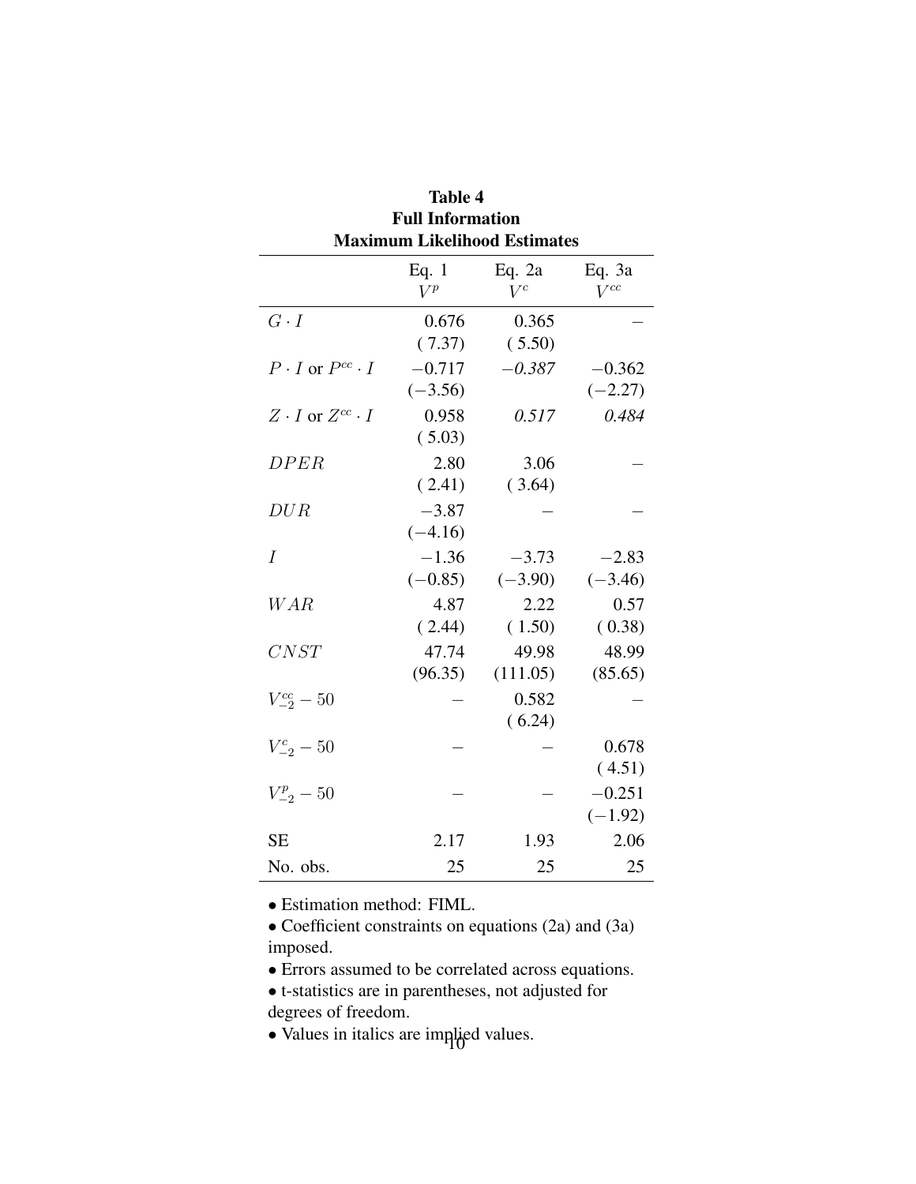**Table 4**
**Full Information**
**Maximum Likelihood Estimates**

| | Eq. 1 $V^p$ | Eq. 2a $V^c$ | Eq. 3a $V^{cc}$ |
|---|---|---|---|
| $G \cdot I$ | 0.676 | 0.365 | – |
| | (7.37) | (5.50) | |
| $P \cdot I$ or $P^{cc} \cdot I$ | −0.717 | *−0.387* | −0.362 |
| | (−3.56) | | (−2.27) |
| $Z \cdot I$ or $Z^{cc} \cdot I$ | 0.958 | *0.517* | *0.484* |
| | (5.03) | | |
| $DPER$ | 2.80 | 3.06 | – |
| | (2.41) | (3.64) | |
| $DUR$ | −3.87 | – | – |
| | (−4.16) | | |
| $I$ | −1.36 | −3.73 | −2.83 |
| | (−0.85) | (−3.90) | (−3.46) |
| $WAR$ | 4.87 | 2.22 | 0.57 |
| | (2.44) | (1.50) | (0.38) |
| $CNST$ | 47.74 | 49.98 | 48.99 |
| | (96.35) | (111.05) | (85.65) |
| $V^{cc}_{-2} - 50$ | – | 0.582 | – |
| | | (6.24) | |
| $V^{c}_{-2} - 50$ | – | – | 0.678 |
| | | | (4.51) |
| $V^{p}_{-2} - 50$ | – | – | −0.251 |
| | | | (−1.92) |
| SE | 2.17 | 1.93 | 2.06 |
| No. obs. | 25 | 25 | 25 |

- Estimation method: FIML.
- Coefficient constraints on equations (2a) and (3a) imposed.
- Errors assumed to be correlated across equations.
- t-statistics are in parentheses, not adjusted for degrees of freedom.
- Values in italics are implied values.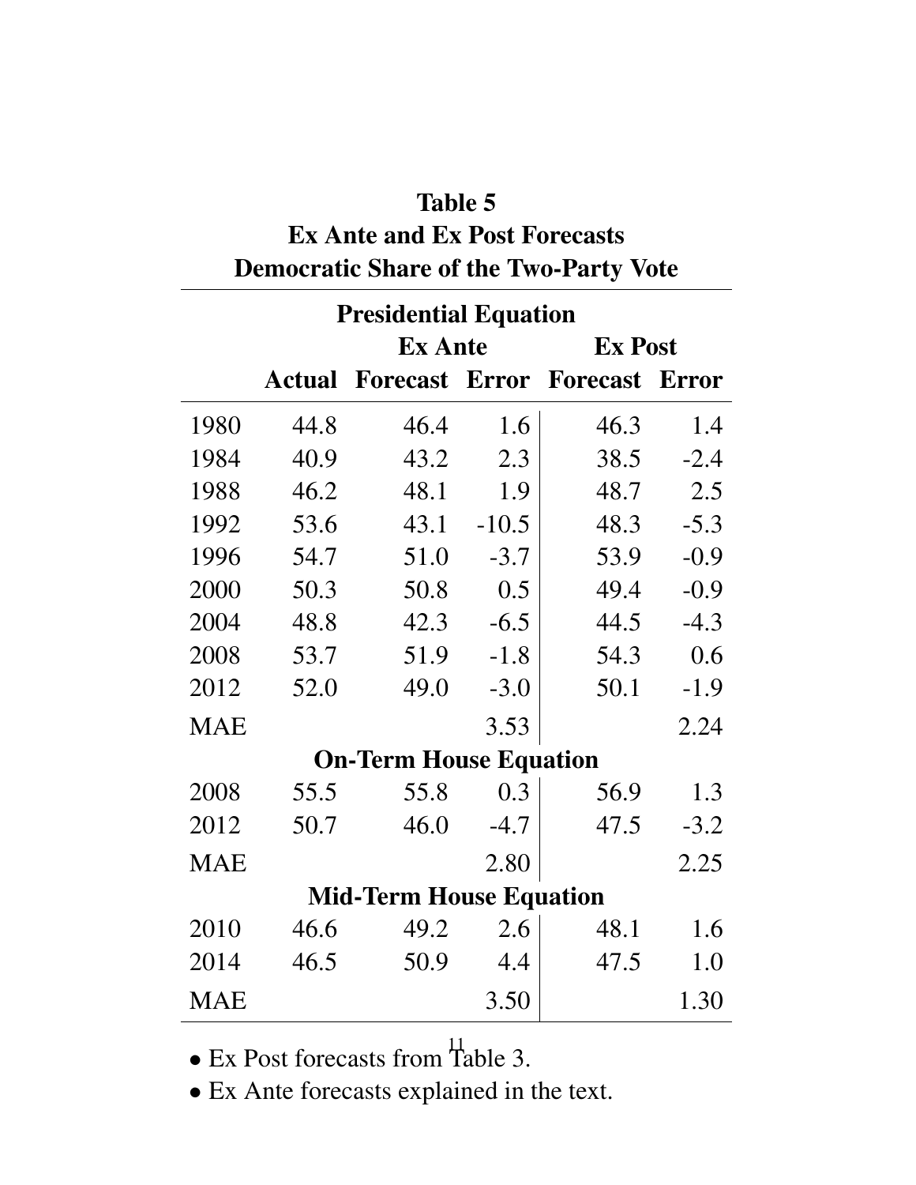**Table 5**
**Ex Ante and Ex Post Forecasts**
**Democratic Share of the Two-Party Vote**

| | | Ex Ante | | Ex Post | |
|---|---|---|---|---|---|
| | **Actual** | **Forecast** | **Error** | **Forecast** | **Error** |
| **Presidential Equation** | | | | | |
| 1980 | 44.8 | 46.4 | 1.6 | 46.3 | 1.4 |
| 1984 | 40.9 | 43.2 | 2.3 | 38.5 | -2.4 |
| 1988 | 46.2 | 48.1 | 1.9 | 48.7 | 2.5 |
| 1992 | 53.6 | 43.1 | -10.5 | 48.3 | -5.3 |
| 1996 | 54.7 | 51.0 | -3.7 | 53.9 | -0.9 |
| 2000 | 50.3 | 50.8 | 0.5 | 49.4 | -0.9 |
| 2004 | 48.8 | 42.3 | -6.5 | 44.5 | -4.3 |
| 2008 | 53.7 | 51.9 | -1.8 | 54.3 | 0.6 |
| 2012 | 52.0 | 49.0 | -3.0 | 50.1 | -1.9 |
| MAE | | | 3.53 | | 2.24 |
| **On-Term House Equation** | | | | | |
| 2008 | 55.5 | 55.8 | 0.3 | 56.9 | 1.3 |
| 2012 | 50.7 | 46.0 | -4.7 | 47.5 | -3.2 |
| MAE | | | 2.80 | | 2.25 |
| **Mid-Term House Equation** | | | | | |
| 2010 | 46.6 | 49.2 | 2.6 | 48.1 | 1.6 |
| 2014 | 46.5 | 50.9 | 4.4 | 47.5 | 1.0 |
| MAE | | | 3.50 | | 1.30 |

- Ex Post forecasts from Table 3.
- Ex Ante forecasts explained in the text.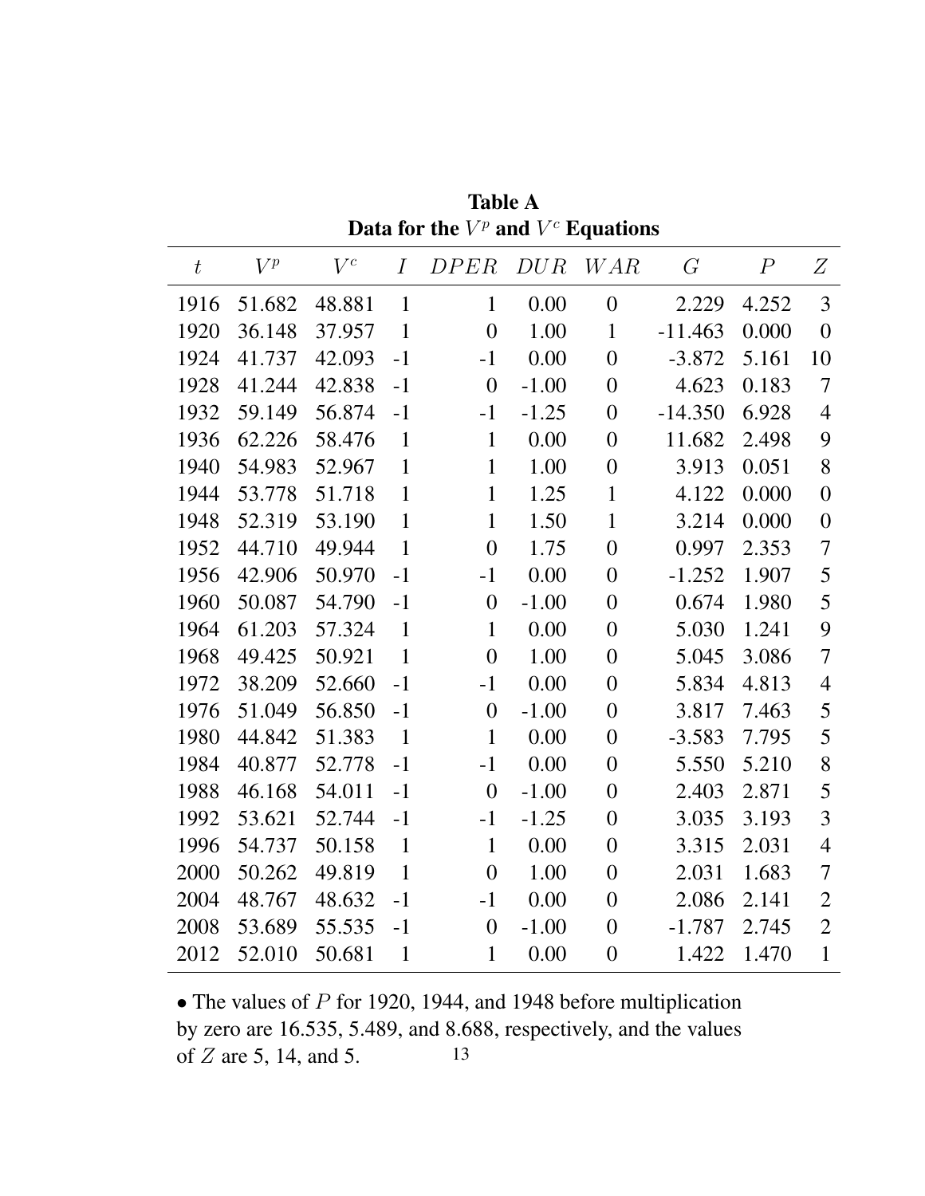**Table A**
**Data for the $V^p$ and $V^c$ Equations**

| $t$ | $V^p$ | $V^c$ | $I$ | $DPER$ | $DUR$ | $WAR$ | $G$ | $P$ | $Z$ |
|---|---|---|---|---|---|---|---|---|---|
| 1916 | 51.682 | 48.881 | 1 | 1 | 0.00 | 0 | 2.229 | 4.252 | 3 |
| 1920 | 36.148 | 37.957 | 1 | 0 | 1.00 | 1 | -11.463 | 0.000 | 0 |
| 1924 | 41.737 | 42.093 | -1 | -1 | 0.00 | 0 | -3.872 | 5.161 | 10 |
| 1928 | 41.244 | 42.838 | -1 | 0 | -1.00 | 0 | 4.623 | 0.183 | 7 |
| 1932 | 59.149 | 56.874 | -1 | -1 | -1.25 | 0 | -14.350 | 6.928 | 4 |
| 1936 | 62.226 | 58.476 | 1 | 1 | 0.00 | 0 | 11.682 | 2.498 | 9 |
| 1940 | 54.983 | 52.967 | 1 | 1 | 1.00 | 0 | 3.913 | 0.051 | 8 |
| 1944 | 53.778 | 51.718 | 1 | 1 | 1.25 | 1 | 4.122 | 0.000 | 0 |
| 1948 | 52.319 | 53.190 | 1 | 1 | 1.50 | 1 | 3.214 | 0.000 | 0 |
| 1952 | 44.710 | 49.944 | 1 | 0 | 1.75 | 0 | 0.997 | 2.353 | 7 |
| 1956 | 42.906 | 50.970 | -1 | -1 | 0.00 | 0 | -1.252 | 1.907 | 5 |
| 1960 | 50.087 | 54.790 | -1 | 0 | -1.00 | 0 | 0.674 | 1.980 | 5 |
| 1964 | 61.203 | 57.324 | 1 | 1 | 0.00 | 0 | 5.030 | 1.241 | 9 |
| 1968 | 49.425 | 50.921 | 1 | 0 | 1.00 | 0 | 5.045 | 3.086 | 7 |
| 1972 | 38.209 | 52.660 | -1 | -1 | 0.00 | 0 | 5.834 | 4.813 | 4 |
| 1976 | 51.049 | 56.850 | -1 | 0 | -1.00 | 0 | 3.817 | 7.463 | 5 |
| 1980 | 44.842 | 51.383 | 1 | 1 | 0.00 | 0 | -3.583 | 7.795 | 5 |
| 1984 | 40.877 | 52.778 | -1 | -1 | 0.00 | 0 | 5.550 | 5.210 | 8 |
| 1988 | 46.168 | 54.011 | -1 | 0 | -1.00 | 0 | 2.403 | 2.871 | 5 |
| 1992 | 53.621 | 52.744 | -1 | -1 | -1.25 | 0 | 3.035 | 3.193 | 3 |
| 1996 | 54.737 | 50.158 | 1 | 1 | 0.00 | 0 | 3.315 | 2.031 | 4 |
| 2000 | 50.262 | 49.819 | 1 | 0 | 1.00 | 0 | 2.031 | 1.683 | 7 |
| 2004 | 48.767 | 48.632 | -1 | -1 | 0.00 | 0 | 2.086 | 2.141 | 2 |
| 2008 | 53.689 | 55.535 | -1 | 0 | -1.00 | 0 | -1.787 | 2.745 | 2 |
| 2012 | 52.010 | 50.681 | 1 | 1 | 0.00 | 0 | 1.422 | 1.470 | 1 |

• The values of $P$ for 1920, 1944, and 1948 before multiplication by zero are 16.535, 5.489, and 8.688, respectively, and the values of $Z$ are 5, 14, and 5.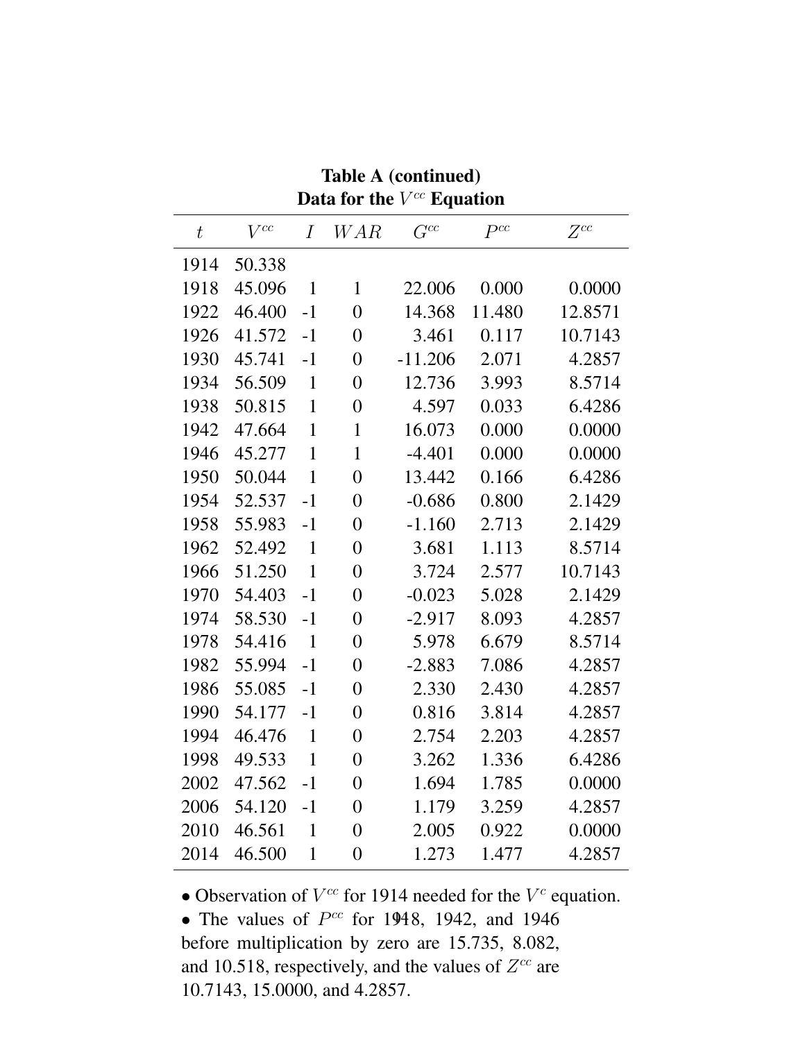**Table A (continued)**
**Data for the $V^{cc}$ Equation**

| $t$ | $V^{cc}$ | $I$ | $WAR$ | $G^{cc}$ | $P^{cc}$ | $Z^{cc}$ |
|---|---|---|---|---|---|---|
| 1914 | 50.338 | | | | | |
| 1918 | 45.096 | 1 | 1 | 22.006 | 0.000 | 0.0000 |
| 1922 | 46.400 | -1 | 0 | 14.368 | 11.480 | 12.8571 |
| 1926 | 41.572 | -1 | 0 | 3.461 | 0.117 | 10.7143 |
| 1930 | 45.741 | -1 | 0 | -11.206 | 2.071 | 4.2857 |
| 1934 | 56.509 | 1 | 0 | 12.736 | 3.993 | 8.5714 |
| 1938 | 50.815 | 1 | 0 | 4.597 | 0.033 | 6.4286 |
| 1942 | 47.664 | 1 | 1 | 16.073 | 0.000 | 0.0000 |
| 1946 | 45.277 | 1 | 1 | -4.401 | 0.000 | 0.0000 |
| 1950 | 50.044 | 1 | 0 | 13.442 | 0.166 | 6.4286 |
| 1954 | 52.537 | -1 | 0 | -0.686 | 0.800 | 2.1429 |
| 1958 | 55.983 | -1 | 0 | -1.160 | 2.713 | 2.1429 |
| 1962 | 52.492 | 1 | 0 | 3.681 | 1.113 | 8.5714 |
| 1966 | 51.250 | 1 | 0 | 3.724 | 2.577 | 10.7143 |
| 1970 | 54.403 | -1 | 0 | -0.023 | 5.028 | 2.1429 |
| 1974 | 58.530 | -1 | 0 | -2.917 | 8.093 | 4.2857 |
| 1978 | 54.416 | 1 | 0 | 5.978 | 6.679 | 8.5714 |
| 1982 | 55.994 | -1 | 0 | -2.883 | 7.086 | 4.2857 |
| 1986 | 55.085 | -1 | 0 | 2.330 | 2.430 | 4.2857 |
| 1990 | 54.177 | -1 | 0 | 0.816 | 3.814 | 4.2857 |
| 1994 | 46.476 | 1 | 0 | 2.754 | 2.203 | 4.2857 |
| 1998 | 49.533 | 1 | 0 | 3.262 | 1.336 | 6.4286 |
| 2002 | 47.562 | -1 | 0 | 1.694 | 1.785 | 0.0000 |
| 2006 | 54.120 | -1 | 0 | 1.179 | 3.259 | 4.2857 |
| 2010 | 46.561 | 1 | 0 | 2.005 | 0.922 | 0.0000 |
| 2014 | 46.500 | 1 | 0 | 1.273 | 1.477 | 4.2857 |

- Observation of $V^{cc}$ for 1914 needed for the $V^{c}$ equation.
- The values of $P^{cc}$ for 1918, 1942, and 1946 before multiplication by zero are 15.735, 8.082, and 10.518, respectively, and the values of $Z^{cc}$ are 10.7143, 15.0000, and 4.2857.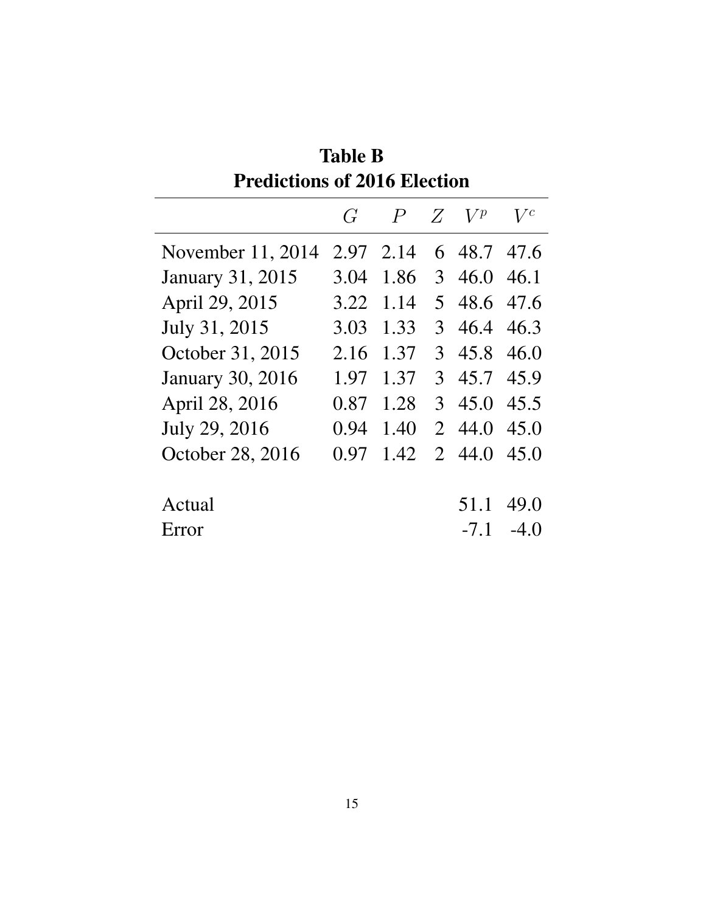**Table B**
**Predictions of 2016 Election**

| | $G$ | $P$ | $Z$ | $V^p$ | $V^c$ |
|---|---|---|---|---|---|
| November 11, 2014 | 2.97 | 2.14 | 6 | 48.7 | 47.6 |
| January 31, 2015 | 3.04 | 1.86 | 3 | 46.0 | 46.1 |
| April 29, 2015 | 3.22 | 1.14 | 5 | 48.6 | 47.6 |
| July 31, 2015 | 3.03 | 1.33 | 3 | 46.4 | 46.3 |
| October 31, 2015 | 2.16 | 1.37 | 3 | 45.8 | 46.0 |
| January 30, 2016 | 1.97 | 1.37 | 3 | 45.7 | 45.9 |
| April 28, 2016 | 0.87 | 1.28 | 3 | 45.0 | 45.5 |
| July 29, 2016 | 0.94 | 1.40 | 2 | 44.0 | 45.0 |
| October 28, 2016 | 0.97 | 1.42 | 2 | 44.0 | 45.0 |
| | | | | | |
| Actual | | | | 51.1 | 49.0 |
| Error | | | | -7.1 | -4.0 |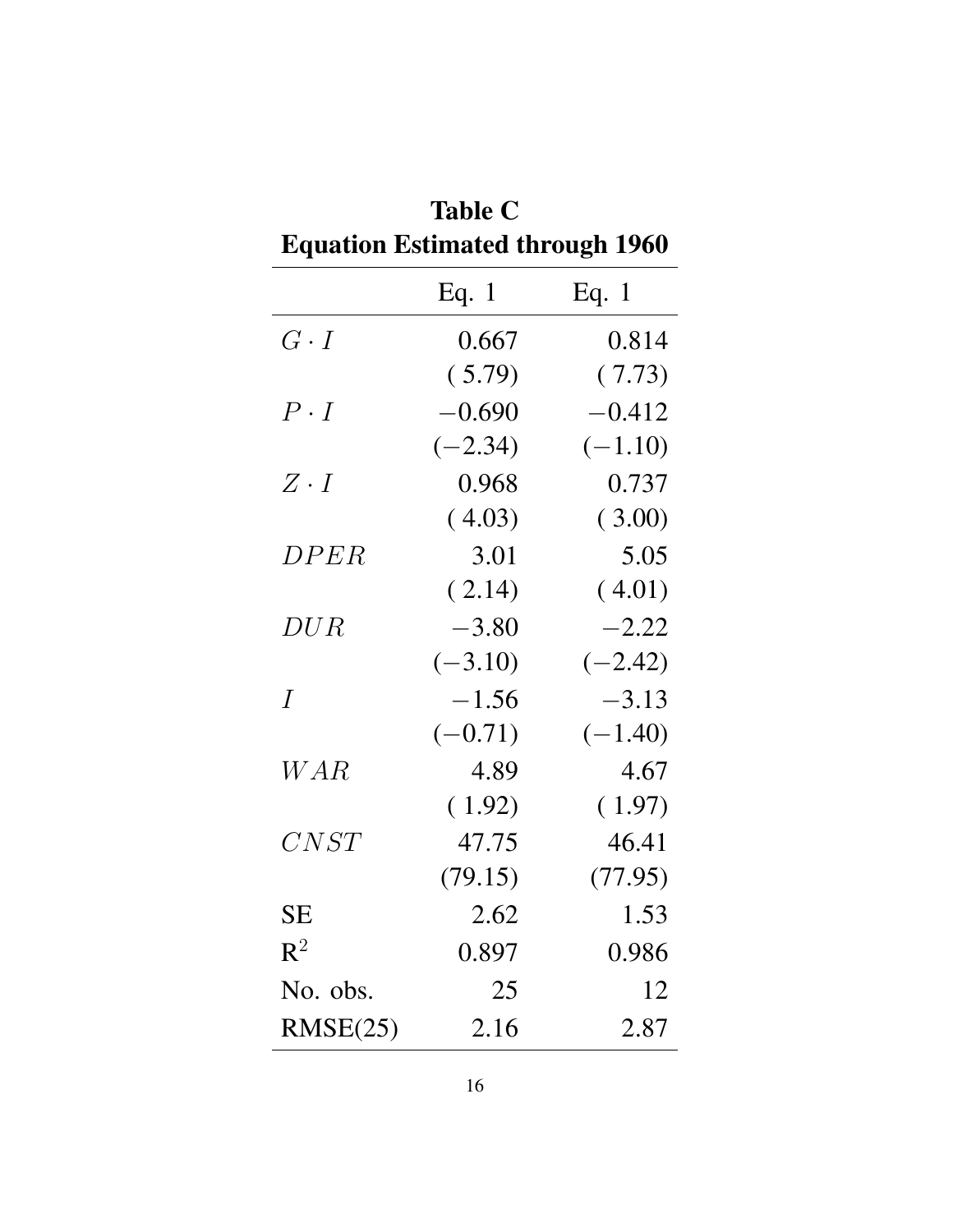**Table C**
**Equation Estimated through 1960**

| | Eq. 1 | Eq. 1 |
|---|---:|---:|
| $G \cdot I$ | 0.667 | 0.814 |
| | ( 5.79) | ( 7.73) |
| $P \cdot I$ | $-0.690$ | $-0.412$ |
| | ($-2.34$) | ($-1.10$) |
| $Z \cdot I$ | 0.968 | 0.737 |
| | ( 4.03) | ( 3.00) |
| $DPER$ | 3.01 | 5.05 |
| | ( 2.14) | ( 4.01) |
| $DUR$ | $-3.80$ | $-2.22$ |
| | ($-3.10$) | ($-2.42$) |
| $I$ | $-1.56$ | $-3.13$ |
| | ($-0.71$) | ($-1.40$) |
| $WAR$ | 4.89 | 4.67 |
| | ( 1.92) | ( 1.97) |
| $CNST$ | 47.75 | 46.41 |
| | (79.15) | (77.95) |
| SE | 2.62 | 1.53 |
| $R^2$ | 0.897 | 0.986 |
| No. obs. | 25 | 12 |
| RMSE(25) | 2.16 | 2.87 |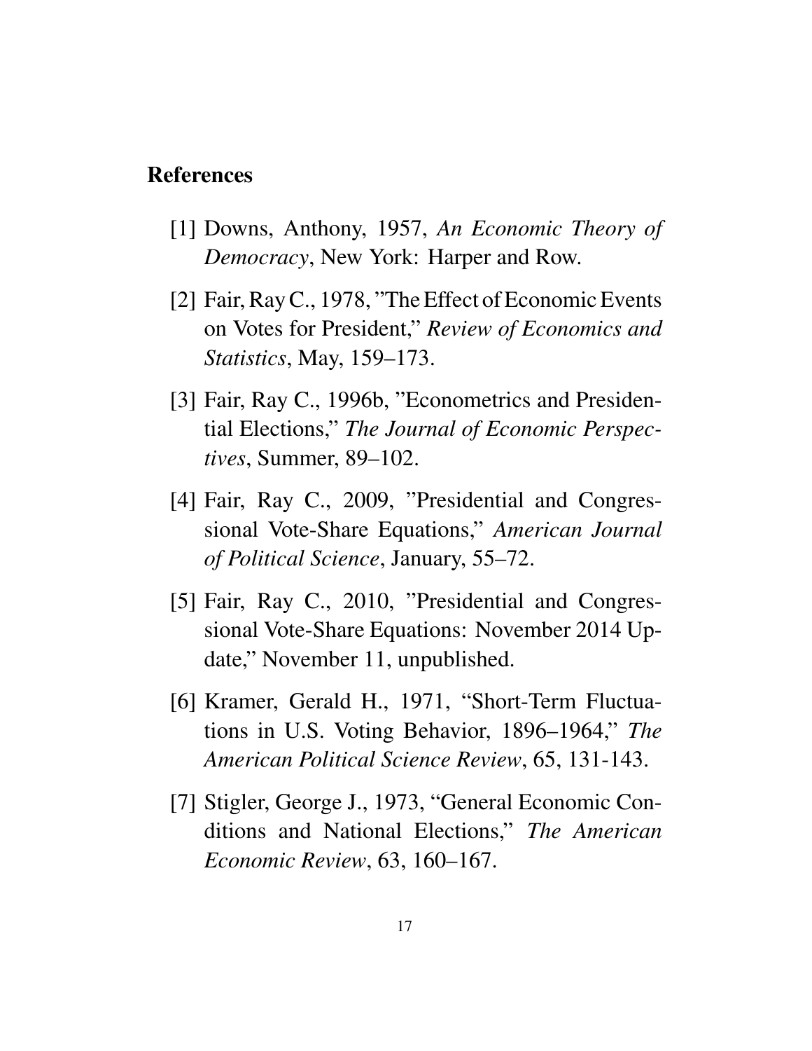## References

[1] Downs, Anthony, 1957, *An Economic Theory of Democracy*, New York: Harper and Row.

[2] Fair, Ray C., 1978, "The Effect of Economic Events on Votes for President," *Review of Economics and Statistics*, May, 159–173.

[3] Fair, Ray C., 1996b, "Econometrics and Presidential Elections," *The Journal of Economic Perspectives*, Summer, 89–102.

[4] Fair, Ray C., 2009, "Presidential and Congressional Vote-Share Equations," *American Journal of Political Science*, January, 55–72.

[5] Fair, Ray C., 2010, "Presidential and Congressional Vote-Share Equations: November 2014 Update," November 11, unpublished.

[6] Kramer, Gerald H., 1971, "Short-Term Fluctuations in U.S. Voting Behavior, 1896–1964," *The American Political Science Review*, 65, 131-143.

[7] Stigler, George J., 1973, "General Economic Conditions and National Elections," *The American Economic Review*, 63, 160–167.